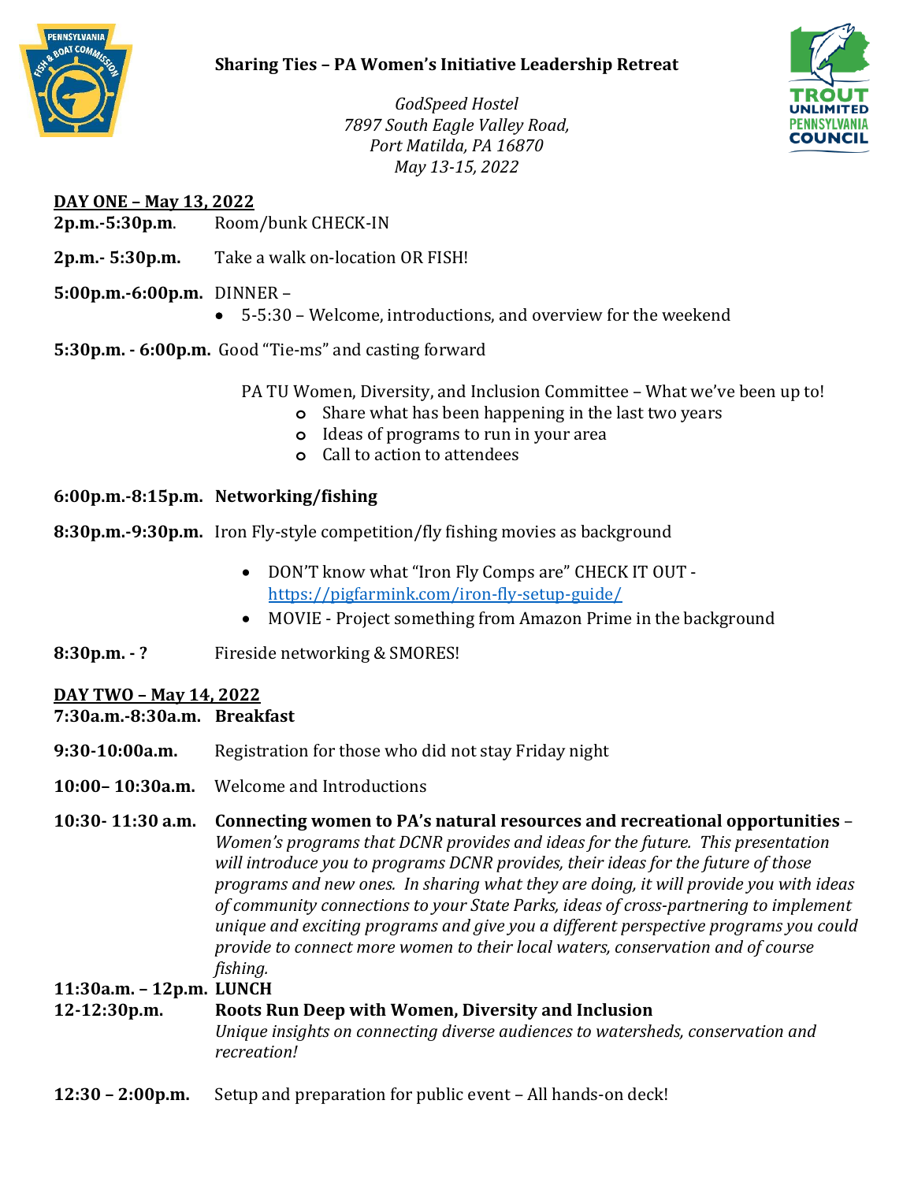# Sharing Ties – PA Women's Initiative Leadership Retreat

*GodSpeed Hostel*
*7897 South Eagle Valley Road,*
*Port Matilda, PA 16870*
*May 13-15, 2022*

## DAY ONE – May 13, 2022

**2p.m.-5:30p.m.** Room/bunk CHECK-IN

**2p.m.- 5:30p.m.** Take a walk on-location OR FISH!

**5:00p.m.-6:00p.m.** DINNER –

- 5-5:30 – Welcome, introductions, and overview for the weekend

**5:30p.m. - 6:00p.m.** Good "Tie-ms" and casting forward

PA TU Women, Diversity, and Inclusion Committee – What we've been up to!

- Share what has been happening in the last two years
- Ideas of programs to run in your area
- Call to action to attendees

**6:00p.m.-8:15p.m. Networking/fishing**

**8:30p.m.-9:30p.m.** Iron Fly-style competition/fly fishing movies as background

- DON'T know what "Iron Fly Comps are" CHECK IT OUT - https://pigfarmink.com/iron-fly-setup-guide/
- MOVIE - Project something from Amazon Prime in the background

**8:30p.m. - ?** Fireside networking & SMORES!

## DAY TWO – May 14, 2022

**7:30a.m.-8:30a.m. Breakfast**

**9:30-10:00a.m.** Registration for those who did not stay Friday night

**10:00– 10:30a.m.** Welcome and Introductions

**10:30- 11:30 a.m. Connecting women to PA's natural resources and recreational opportunities** – *Women's programs that DCNR provides and ideas for the future. This presentation will introduce you to programs DCNR provides, their ideas for the future of those programs and new ones. In sharing what they are doing, it will provide you with ideas of community connections to your State Parks, ideas of cross-partnering to implement unique and exciting programs and give you a different perspective programs you could provide to connect more women to their local waters, conservation and of course fishing.*

**11:30a.m. – 12p.m. LUNCH**

**12-12:30p.m. Roots Run Deep with Women, Diversity and Inclusion**
*Unique insights on connecting diverse audiences to watersheds, conservation and recreation!*

**12:30 – 2:00p.m.** Setup and preparation for public event – All hands-on deck!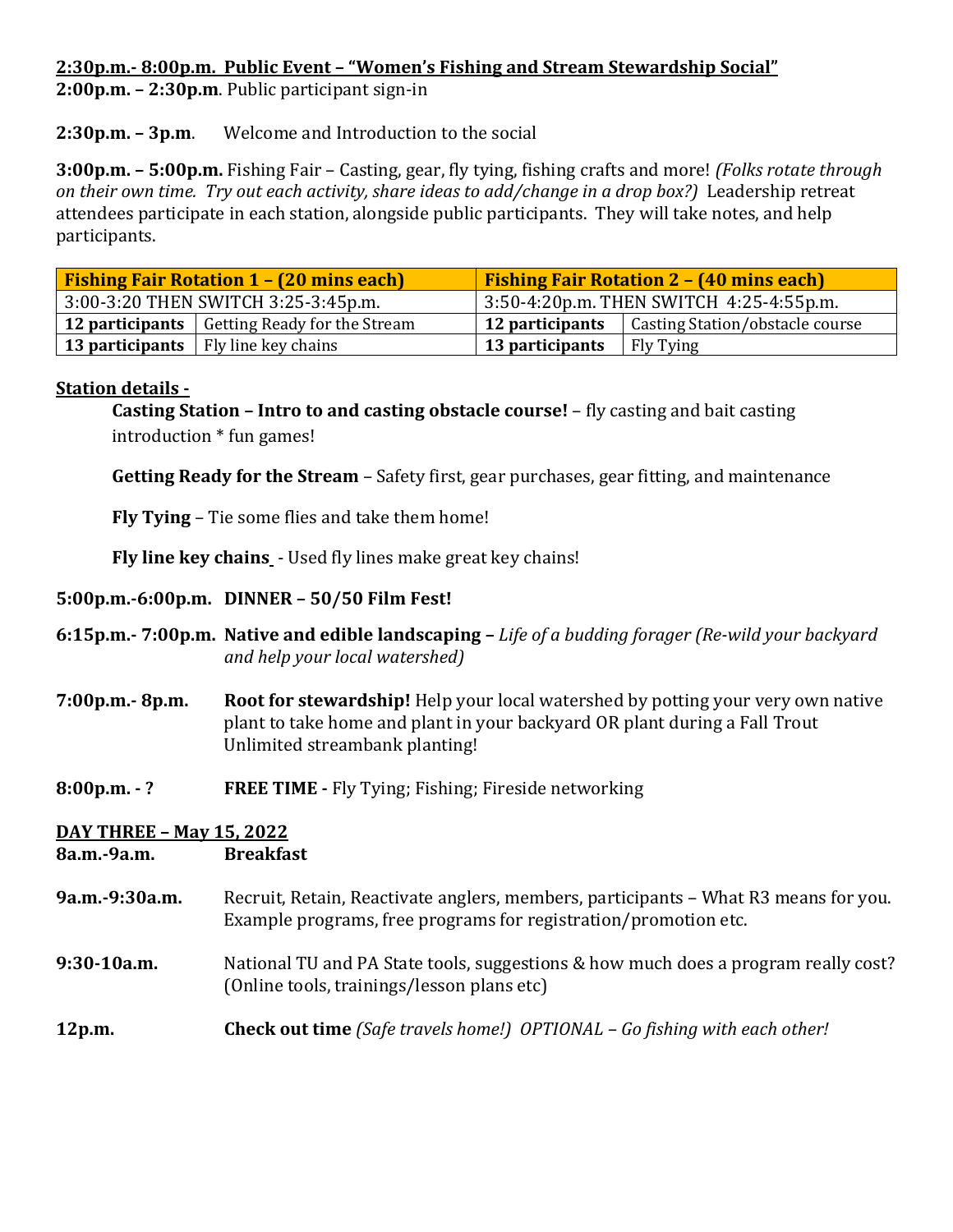**2:30p.m.- 8:00p.m. Public Event – "Women's Fishing and Stream Stewardship Social"**

**2:00p.m. – 2:30p.m**. Public participant sign-in

**2:30p.m. – 3p.m**. Welcome and Introduction to the social

**3:00p.m. – 5:00p.m.** Fishing Fair – Casting, gear, fly tying, fishing crafts and more! *(Folks rotate through on their own time. Try out each activity, share ideas to add/change in a drop box?)* Leadership retreat attendees participate in each station, alongside public participants. They will take notes, and help participants.

| **Fishing Fair Rotation 1 – (20 mins each)** | | **Fishing Fair Rotation 2 – (40 mins each)** | |
|---|---|---|---|
| 3:00-3:20 THEN SWITCH 3:25-3:45p.m. | | 3:50-4:20p.m. THEN SWITCH 4:25-4:55p.m. | |
| **12 participants** | Getting Ready for the Stream | **12 participants** | Casting Station/obstacle course |
| **13 participants** | Fly line key chains | **13 participants** | Fly Tying |

**Station details -**

**Casting Station – Intro to and casting obstacle course!** – fly casting and bait casting introduction * fun games!

**Getting Ready for the Stream** – Safety first, gear purchases, gear fitting, and maintenance

**Fly Tying** – Tie some flies and take them home!

**Fly line key chains** - Used fly lines make great key chains!

**5:00p.m.-6:00p.m. DINNER – 50/50 Film Fest!**

**6:15p.m.- 7:00p.m. Native and edible landscaping –** *Life of a budding forager (Re-wild your backyard and help your local watershed)*

**7:00p.m.- 8p.m.** **Root for stewardship!** Help your local watershed by potting your very own native plant to take home and plant in your backyard OR plant during a Fall Trout Unlimited streambank planting!

**8:00p.m. - ?** **FREE TIME -** Fly Tying; Fishing; Fireside networking

**DAY THREE – May 15, 2022**

**8a.m.-9a.m.** **Breakfast**

**9a.m.-9:30a.m.** Recruit, Retain, Reactivate anglers, members, participants – What R3 means for you. Example programs, free programs for registration/promotion etc.

**9:30-10a.m.** National TU and PA State tools, suggestions & how much does a program really cost? (Online tools, trainings/lesson plans etc)

**12p.m.** **Check out time** *(Safe travels home!) OPTIONAL – Go fishing with each other!*